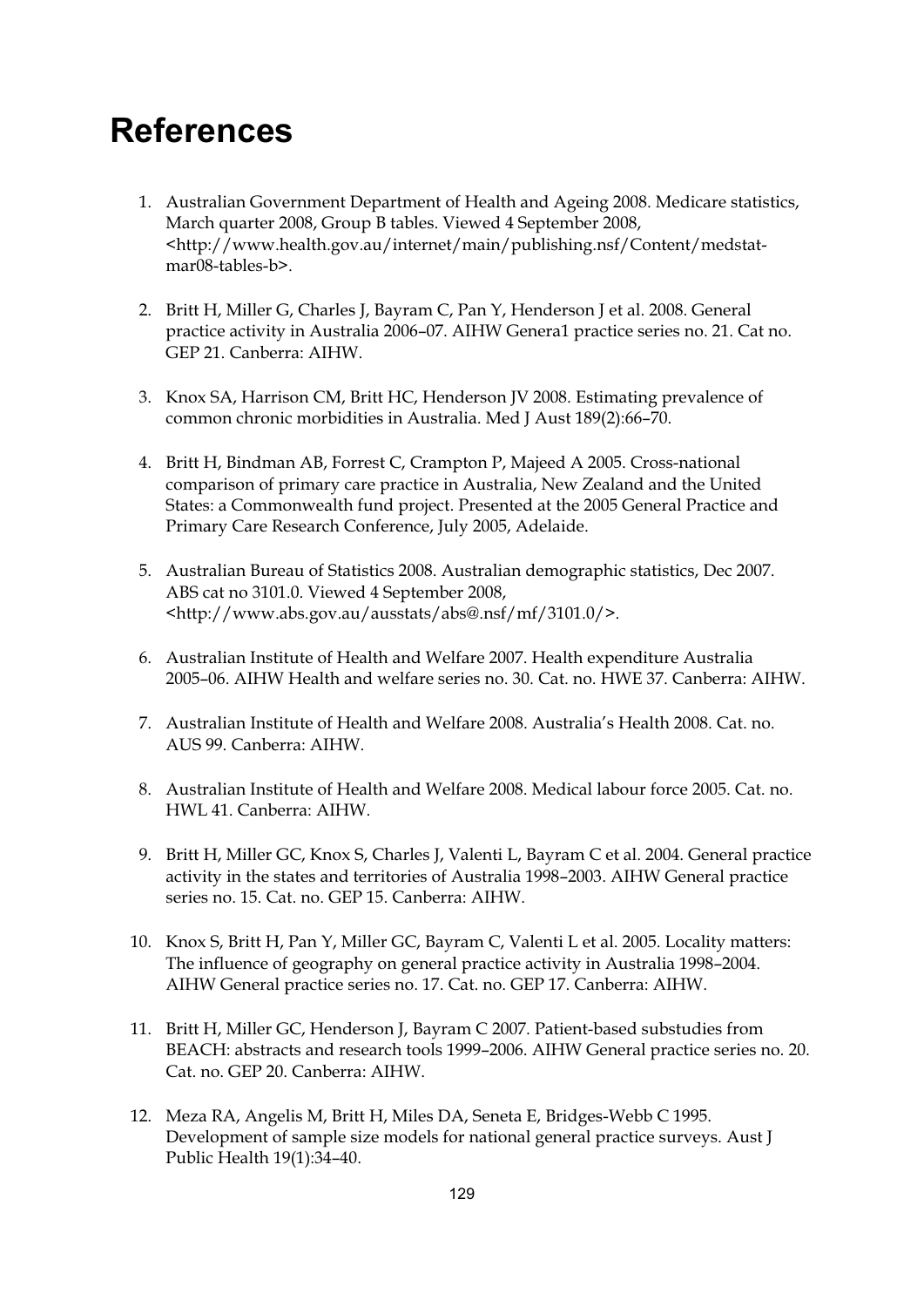# References

1. Australian Government Department of Health and Ageing 2008. Medicare statistics, March quarter 2008, Group B tables. Viewed 4 September 2008, <http://www.health.gov.au/internet/main/publishing.nsf/Content/medstat-mar08-tables-b>.

2. Britt H, Miller G, Charles J, Bayram C, Pan Y, Henderson J et al. 2008. General practice activity in Australia 2006–07. AIHW Genera1 practice series no. 21. Cat no. GEP 21. Canberra: AIHW.

3. Knox SA, Harrison CM, Britt HC, Henderson JV 2008. Estimating prevalence of common chronic morbidities in Australia. Med J Aust 189(2):66–70.

4. Britt H, Bindman AB, Forrest C, Crampton P, Majeed A 2005. Cross-national comparison of primary care practice in Australia, New Zealand and the United States: a Commonwealth fund project. Presented at the 2005 General Practice and Primary Care Research Conference, July 2005, Adelaide.

5. Australian Bureau of Statistics 2008. Australian demographic statistics, Dec 2007. ABS cat no 3101.0. Viewed 4 September 2008, <http://www.abs.gov.au/ausstats/abs@.nsf/mf/3101.0/>.

6. Australian Institute of Health and Welfare 2007. Health expenditure Australia 2005–06. AIHW Health and welfare series no. 30. Cat. no. HWE 37. Canberra: AIHW.

7. Australian Institute of Health and Welfare 2008. Australia's Health 2008. Cat. no. AUS 99. Canberra: AIHW.

8. Australian Institute of Health and Welfare 2008. Medical labour force 2005. Cat. no. HWL 41. Canberra: AIHW.

9. Britt H, Miller GC, Knox S, Charles J, Valenti L, Bayram C et al. 2004. General practice activity in the states and territories of Australia 1998–2003. AIHW General practice series no. 15. Cat. no. GEP 15. Canberra: AIHW.

10. Knox S, Britt H, Pan Y, Miller GC, Bayram C, Valenti L et al. 2005. Locality matters: The influence of geography on general practice activity in Australia 1998–2004. AIHW General practice series no. 17. Cat. no. GEP 17. Canberra: AIHW.

11. Britt H, Miller GC, Henderson J, Bayram C 2007. Patient-based substudies from BEACH: abstracts and research tools 1999–2006. AIHW General practice series no. 20. Cat. no. GEP 20. Canberra: AIHW.

12. Meza RA, Angelis M, Britt H, Miles DA, Seneta E, Bridges-Webb C 1995. Development of sample size models for national general practice surveys. Aust J Public Health 19(1):34–40.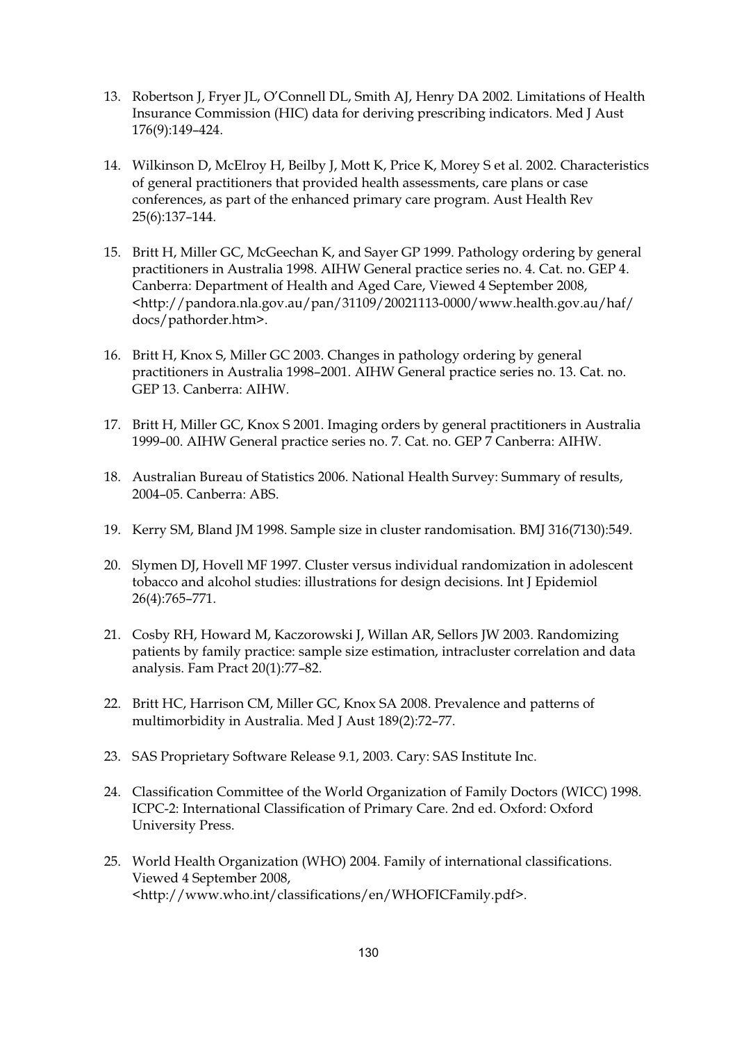13. Robertson J, Fryer JL, O'Connell DL, Smith AJ, Henry DA 2002. Limitations of Health Insurance Commission (HIC) data for deriving prescribing indicators. Med J Aust 176(9):149–424.

14. Wilkinson D, McElroy H, Beilby J, Mott K, Price K, Morey S et al. 2002. Characteristics of general practitioners that provided health assessments, care plans or case conferences, as part of the enhanced primary care program. Aust Health Rev 25(6):137–144.

15. Britt H, Miller GC, McGeechan K, and Sayer GP 1999. Pathology ordering by general practitioners in Australia 1998. AIHW General practice series no. 4. Cat. no. GEP 4. Canberra: Department of Health and Aged Care, Viewed 4 September 2008, <http://pandora.nla.gov.au/pan/31109/20021113-0000/www.health.gov.au/haf/docs/pathorder.htm>.

16. Britt H, Knox S, Miller GC 2003. Changes in pathology ordering by general practitioners in Australia 1998–2001. AIHW General practice series no. 13. Cat. no. GEP 13. Canberra: AIHW.

17. Britt H, Miller GC, Knox S 2001. Imaging orders by general practitioners in Australia 1999–00. AIHW General practice series no. 7. Cat. no. GEP 7 Canberra: AIHW.

18. Australian Bureau of Statistics 2006. National Health Survey: Summary of results, 2004–05. Canberra: ABS.

19. Kerry SM, Bland JM 1998. Sample size in cluster randomisation. BMJ 316(7130):549.

20. Slymen DJ, Hovell MF 1997. Cluster versus individual randomization in adolescent tobacco and alcohol studies: illustrations for design decisions. Int J Epidemiol 26(4):765–771.

21. Cosby RH, Howard M, Kaczorowski J, Willan AR, Sellors JW 2003. Randomizing patients by family practice: sample size estimation, intracluster correlation and data analysis. Fam Pract 20(1):77–82.

22. Britt HC, Harrison CM, Miller GC, Knox SA 2008. Prevalence and patterns of multimorbidity in Australia. Med J Aust 189(2):72–77.

23. SAS Proprietary Software Release 9.1, 2003. Cary: SAS Institute Inc.

24. Classification Committee of the World Organization of Family Doctors (WICC) 1998. ICPC-2: International Classification of Primary Care. 2nd ed. Oxford: Oxford University Press.

25. World Health Organization (WHO) 2004. Family of international classifications. Viewed 4 September 2008, <http://www.who.int/classifications/en/WHOFICFamily.pdf>.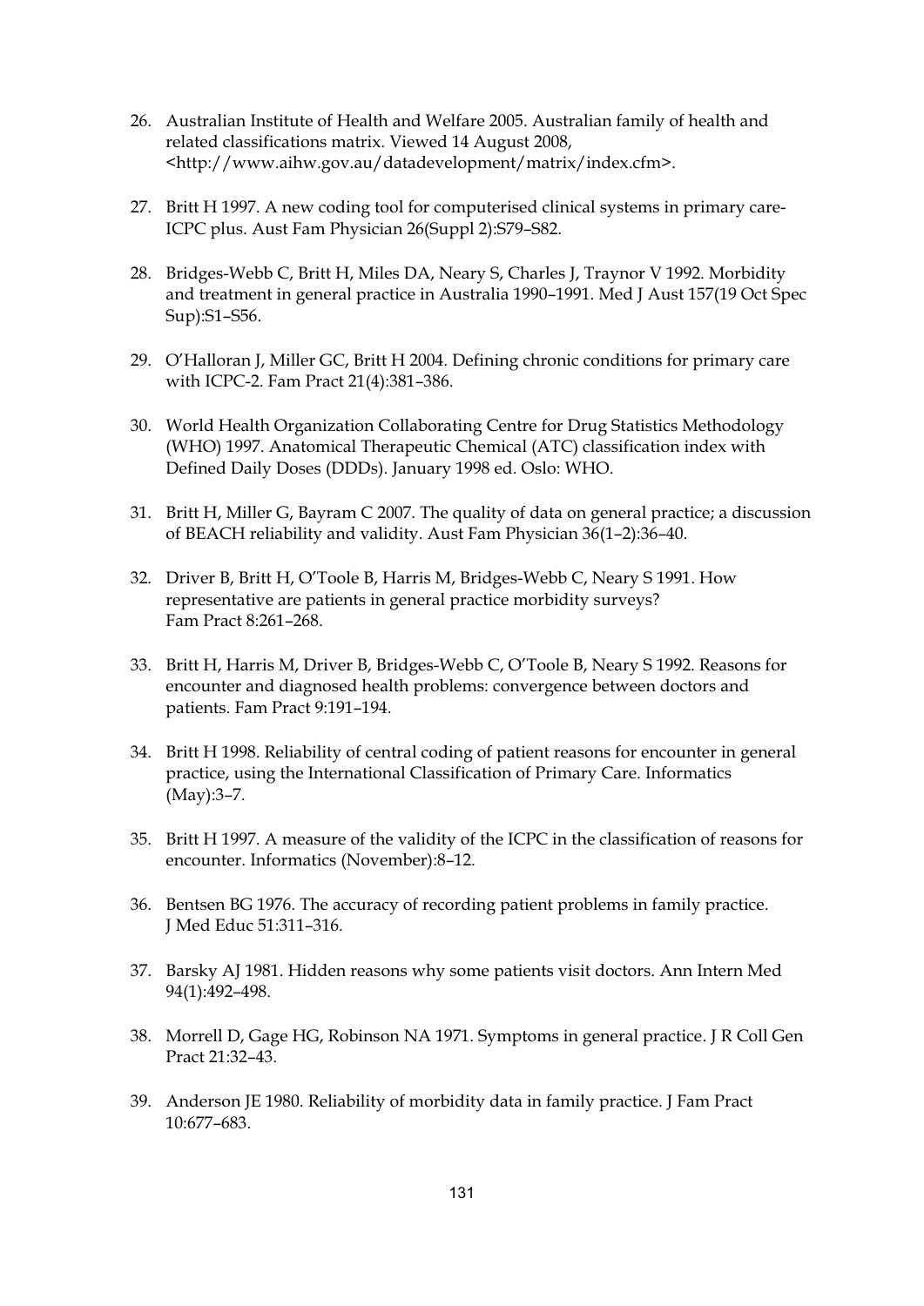26. Australian Institute of Health and Welfare 2005. Australian family of health and related classifications matrix. Viewed 14 August 2008, <http://www.aihw.gov.au/datadevelopment/matrix/index.cfm>.

27. Britt H 1997. A new coding tool for computerised clinical systems in primary care-ICPC plus. Aust Fam Physician 26(Suppl 2):S79–S82.

28. Bridges-Webb C, Britt H, Miles DA, Neary S, Charles J, Traynor V 1992. Morbidity and treatment in general practice in Australia 1990–1991. Med J Aust 157(19 Oct Spec Sup):S1–S56.

29. O'Halloran J, Miller GC, Britt H 2004. Defining chronic conditions for primary care with ICPC-2. Fam Pract 21(4):381–386.

30. World Health Organization Collaborating Centre for Drug Statistics Methodology (WHO) 1997. Anatomical Therapeutic Chemical (ATC) classification index with Defined Daily Doses (DDDs). January 1998 ed. Oslo: WHO.

31. Britt H, Miller G, Bayram C 2007. The quality of data on general practice; a discussion of BEACH reliability and validity. Aust Fam Physician 36(1–2):36–40.

32. Driver B, Britt H, O'Toole B, Harris M, Bridges-Webb C, Neary S 1991. How representative are patients in general practice morbidity surveys? Fam Pract 8:261–268.

33. Britt H, Harris M, Driver B, Bridges-Webb C, O'Toole B, Neary S 1992. Reasons for encounter and diagnosed health problems: convergence between doctors and patients. Fam Pract 9:191–194.

34. Britt H 1998. Reliability of central coding of patient reasons for encounter in general practice, using the International Classification of Primary Care. Informatics (May):3–7.

35. Britt H 1997. A measure of the validity of the ICPC in the classification of reasons for encounter. Informatics (November):8–12.

36. Bentsen BG 1976. The accuracy of recording patient problems in family practice. J Med Educ 51:311–316.

37. Barsky AJ 1981. Hidden reasons why some patients visit doctors. Ann Intern Med 94(1):492–498.

38. Morrell D, Gage HG, Robinson NA 1971. Symptoms in general practice. J R Coll Gen Pract 21:32–43.

39. Anderson JE 1980. Reliability of morbidity data in family practice. J Fam Pract 10:677–683.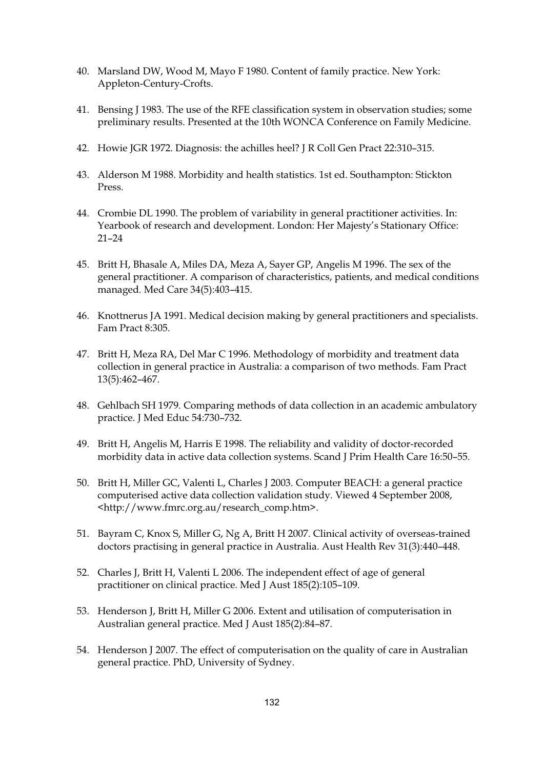40. Marsland DW, Wood M, Mayo F 1980. Content of family practice. New York: Appleton-Century-Crofts.

41. Bensing J 1983. The use of the RFE classification system in observation studies; some preliminary results. Presented at the 10th WONCA Conference on Family Medicine.

42. Howie JGR 1972. Diagnosis: the achilles heel? J R Coll Gen Pract 22:310–315.

43. Alderson M 1988. Morbidity and health statistics. 1st ed. Southampton: Stickton Press.

44. Crombie DL 1990. The problem of variability in general practitioner activities. In: Yearbook of research and development. London: Her Majesty's Stationary Office: 21–24

45. Britt H, Bhasale A, Miles DA, Meza A, Sayer GP, Angelis M 1996. The sex of the general practitioner. A comparison of characteristics, patients, and medical conditions managed. Med Care 34(5):403–415.

46. Knottnerus JA 1991. Medical decision making by general practitioners and specialists. Fam Pract 8:305.

47. Britt H, Meza RA, Del Mar C 1996. Methodology of morbidity and treatment data collection in general practice in Australia: a comparison of two methods. Fam Pract 13(5):462–467.

48. Gehlbach SH 1979. Comparing methods of data collection in an academic ambulatory practice. J Med Educ 54:730–732.

49. Britt H, Angelis M, Harris E 1998. The reliability and validity of doctor-recorded morbidity data in active data collection systems. Scand J Prim Health Care 16:50–55.

50. Britt H, Miller GC, Valenti L, Charles J 2003. Computer BEACH: a general practice computerised active data collection validation study. Viewed 4 September 2008, <http://www.fmrc.org.au/research_comp.htm>.

51. Bayram C, Knox S, Miller G, Ng A, Britt H 2007. Clinical activity of overseas-trained doctors practising in general practice in Australia. Aust Health Rev 31(3):440–448.

52. Charles J, Britt H, Valenti L 2006. The independent effect of age of general practitioner on clinical practice. Med J Aust 185(2):105–109.

53. Henderson J, Britt H, Miller G 2006. Extent and utilisation of computerisation in Australian general practice. Med J Aust 185(2):84–87.

54. Henderson J 2007. The effect of computerisation on the quality of care in Australian general practice. PhD, University of Sydney.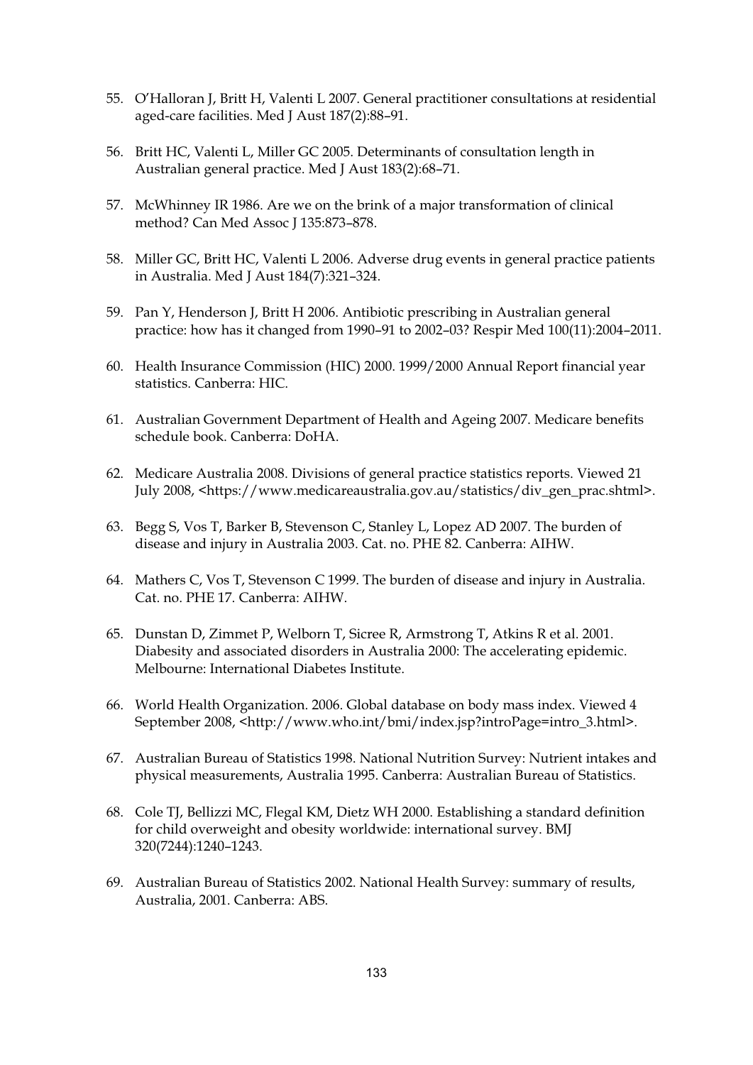55. O'Halloran J, Britt H, Valenti L 2007. General practitioner consultations at residential aged-care facilities. Med J Aust 187(2):88–91.

56. Britt HC, Valenti L, Miller GC 2005. Determinants of consultation length in Australian general practice. Med J Aust 183(2):68–71.

57. McWhinney IR 1986. Are we on the brink of a major transformation of clinical method? Can Med Assoc J 135:873–878.

58. Miller GC, Britt HC, Valenti L 2006. Adverse drug events in general practice patients in Australia. Med J Aust 184(7):321–324.

59. Pan Y, Henderson J, Britt H 2006. Antibiotic prescribing in Australian general practice: how has it changed from 1990–91 to 2002–03? Respir Med 100(11):2004–2011.

60. Health Insurance Commission (HIC) 2000. 1999/2000 Annual Report financial year statistics. Canberra: HIC.

61. Australian Government Department of Health and Ageing 2007. Medicare benefits schedule book. Canberra: DoHA.

62. Medicare Australia 2008. Divisions of general practice statistics reports. Viewed 21 July 2008, <https://www.medicareaustralia.gov.au/statistics/div_gen_prac.shtml>.

63. Begg S, Vos T, Barker B, Stevenson C, Stanley L, Lopez AD 2007. The burden of disease and injury in Australia 2003. Cat. no. PHE 82. Canberra: AIHW.

64. Mathers C, Vos T, Stevenson C 1999. The burden of disease and injury in Australia. Cat. no. PHE 17. Canberra: AIHW.

65. Dunstan D, Zimmet P, Welborn T, Sicree R, Armstrong T, Atkins R et al. 2001. Diabesity and associated disorders in Australia 2000: The accelerating epidemic. Melbourne: International Diabetes Institute.

66. World Health Organization. 2006. Global database on body mass index. Viewed 4 September 2008, <http://www.who.int/bmi/index.jsp?introPage=intro_3.html>.

67. Australian Bureau of Statistics 1998. National Nutrition Survey: Nutrient intakes and physical measurements, Australia 1995. Canberra: Australian Bureau of Statistics.

68. Cole TJ, Bellizzi MC, Flegal KM, Dietz WH 2000. Establishing a standard definition for child overweight and obesity worldwide: international survey. BMJ 320(7244):1240–1243.

69. Australian Bureau of Statistics 2002. National Health Survey: summary of results, Australia, 2001. Canberra: ABS.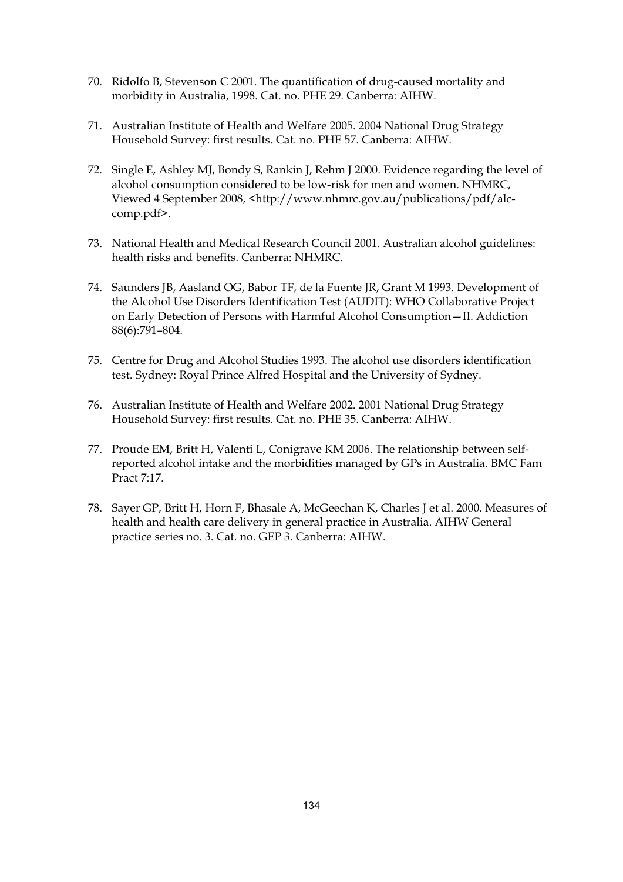70. Ridolfo B, Stevenson C 2001. The quantification of drug-caused mortality and morbidity in Australia, 1998. Cat. no. PHE 29. Canberra: AIHW.

71. Australian Institute of Health and Welfare 2005. 2004 National Drug Strategy Household Survey: first results. Cat. no. PHE 57. Canberra: AIHW.

72. Single E, Ashley MJ, Bondy S, Rankin J, Rehm J 2000. Evidence regarding the level of alcohol consumption considered to be low-risk for men and women. NHMRC, Viewed 4 September 2008, <http://www.nhmrc.gov.au/publications/pdf/alc-comp.pdf>.

73. National Health and Medical Research Council 2001. Australian alcohol guidelines: health risks and benefits. Canberra: NHMRC.

74. Saunders JB, Aasland OG, Babor TF, de la Fuente JR, Grant M 1993. Development of the Alcohol Use Disorders Identification Test (AUDIT): WHO Collaborative Project on Early Detection of Persons with Harmful Alcohol Consumption—II. Addiction 88(6):791–804.

75. Centre for Drug and Alcohol Studies 1993. The alcohol use disorders identification test. Sydney: Royal Prince Alfred Hospital and the University of Sydney.

76. Australian Institute of Health and Welfare 2002. 2001 National Drug Strategy Household Survey: first results. Cat. no. PHE 35. Canberra: AIHW.

77. Proude EM, Britt H, Valenti L, Conigrave KM 2006. The relationship between self-reported alcohol intake and the morbidities managed by GPs in Australia. BMC Fam Pract 7:17.

78. Sayer GP, Britt H, Horn F, Bhasale A, McGeechan K, Charles J et al. 2000. Measures of health and health care delivery in general practice in Australia. AIHW General practice series no. 3. Cat. no. GEP 3. Canberra: AIHW.